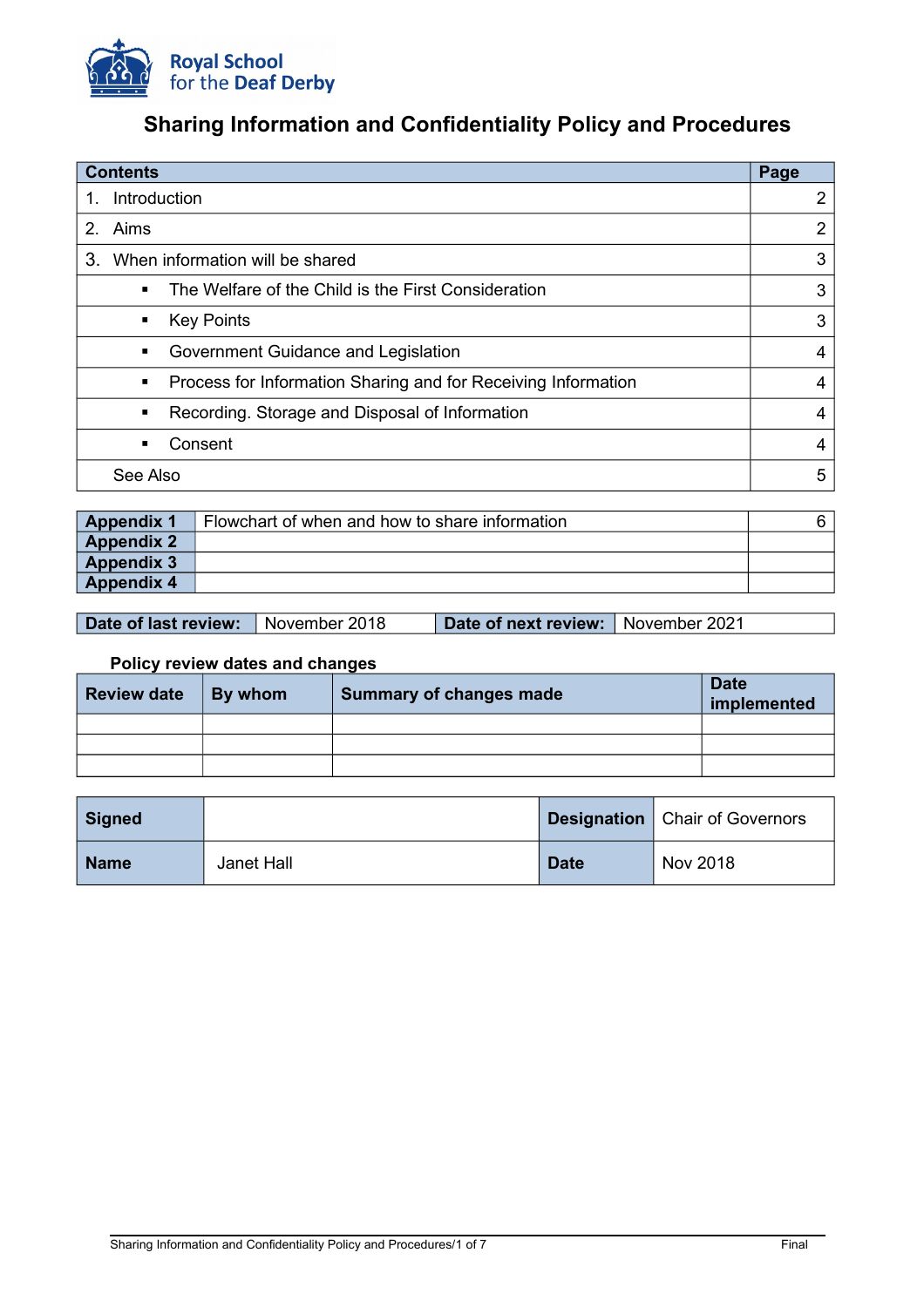Royal School for the Deaf Derby

# Sharing Information and Confidentiality Policy and Procedures

| Contents | Page |
|---|---|
| 1. Introduction | 2 |
| 2. Aims | 2 |
| 3. When information will be shared | 3 |
| ▪ The Welfare of the Child is the First Consideration | 3 |
| ▪ Key Points | 3 |
| ▪ Government Guidance and Legislation | 4 |
| ▪ Process for Information Sharing and for Receiving Information | 4 |
| ▪ Recording. Storage and Disposal of Information | 4 |
| ▪ Consent | 4 |
| See Also | 5 |

| | | |
|---|---|---|
| **Appendix 1** | Flowchart of when and how to share information | 6 |
| **Appendix 2** | | |
| **Appendix 3** | | |
| **Appendix 4** | | |

| **Date of last review:** | November 2018 | **Date of next review:** | November 2021 |
|---|---|---|---|

**Policy review dates and changes**

| Review date | By whom | Summary of changes made | Date implemented |
|---|---|---|---|
| | | | |
| | | | |
| | | | |

| | | | |
|---|---|---|---|
| **Signed** | | **Designation** | Chair of Governors |
| **Name** | Janet Hall | **Date** | Nov 2018 |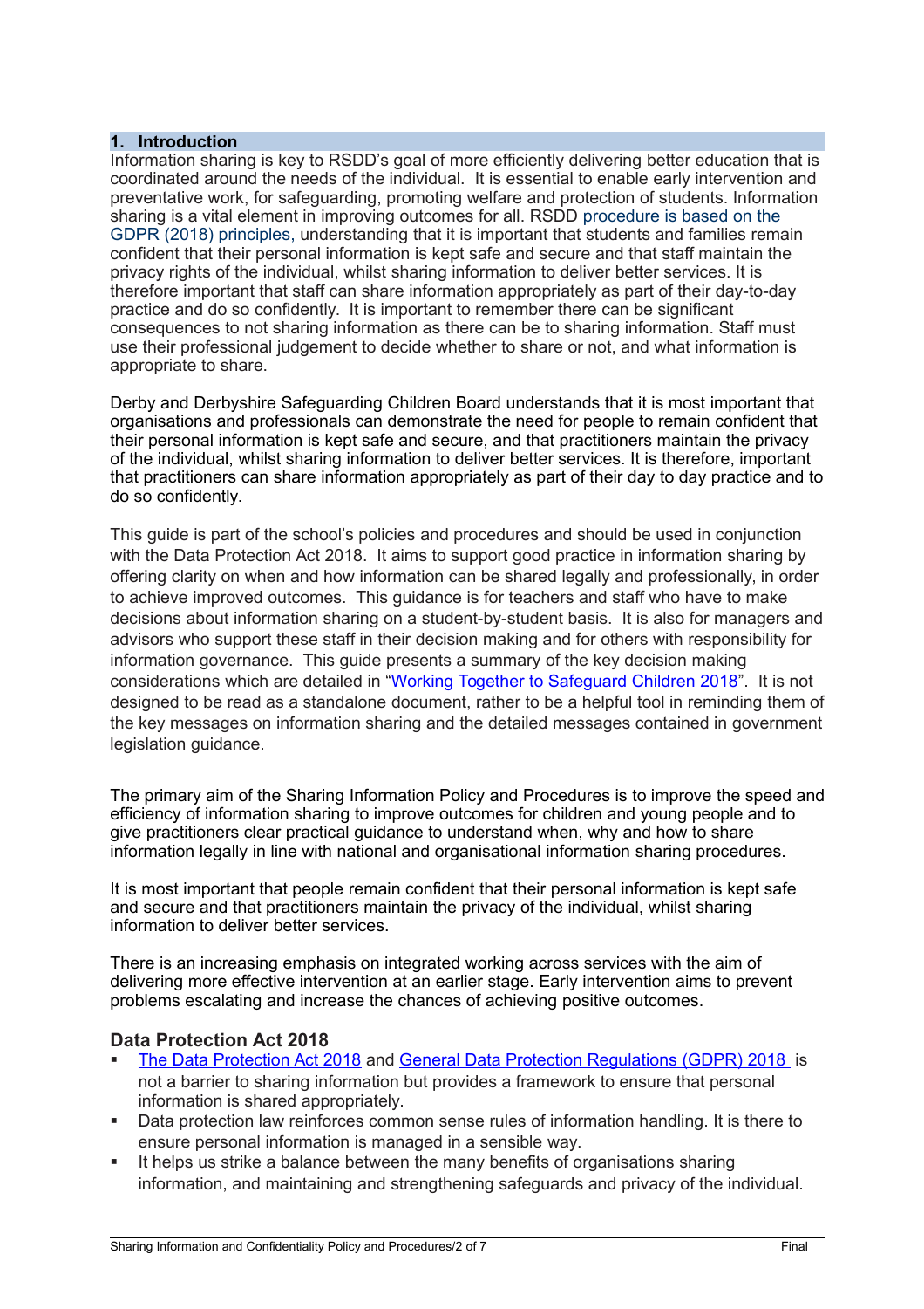## 1. Introduction

Information sharing is key to RSDD's goal of more efficiently delivering better education that is coordinated around the needs of the individual. It is essential to enable early intervention and preventative work, for safeguarding, promoting welfare and protection of students. Information sharing is a vital element in improving outcomes for all. RSDD procedure is based on the GDPR (2018) principles, understanding that it is important that students and families remain confident that their personal information is kept safe and secure and that staff maintain the privacy rights of the individual, whilst sharing information to deliver better services. It is therefore important that staff can share information appropriately as part of their day-to-day practice and do so confidently. It is important to remember there can be significant consequences to not sharing information as there can be to sharing information. Staff must use their professional judgement to decide whether to share or not, and what information is appropriate to share.

Derby and Derbyshire Safeguarding Children Board understands that it is most important that organisations and professionals can demonstrate the need for people to remain confident that their personal information is kept safe and secure, and that practitioners maintain the privacy of the individual, whilst sharing information to deliver better services. It is therefore, important that practitioners can share information appropriately as part of their day to day practice and to do so confidently.

This guide is part of the school's policies and procedures and should be used in conjunction with the Data Protection Act 2018. It aims to support good practice in information sharing by offering clarity on when and how information can be shared legally and professionally, in order to achieve improved outcomes. This guidance is for teachers and staff who have to make decisions about information sharing on a student-by-student basis. It is also for managers and advisors who support these staff in their decision making and for others with responsibility for information governance. This guide presents a summary of the key decision making considerations which are detailed in "Working Together to Safeguard Children 2018". It is not designed to be read as a standalone document, rather to be a helpful tool in reminding them of the key messages on information sharing and the detailed messages contained in government legislation guidance.

The primary aim of the Sharing Information Policy and Procedures is to improve the speed and efficiency of information sharing to improve outcomes for children and young people and to give practitioners clear practical guidance to understand when, why and how to share information legally in line with national and organisational information sharing procedures.

It is most important that people remain confident that their personal information is kept safe and secure and that practitioners maintain the privacy of the individual, whilst sharing information to deliver better services.

There is an increasing emphasis on integrated working across services with the aim of delivering more effective intervention at an earlier stage. Early intervention aims to prevent problems escalating and increase the chances of achieving positive outcomes.

### Data Protection Act 2018

- The Data Protection Act 2018 and General Data Protection Regulations (GDPR) 2018 is not a barrier to sharing information but provides a framework to ensure that personal information is shared appropriately.
- Data protection law reinforces common sense rules of information handling. It is there to ensure personal information is managed in a sensible way.
- It helps us strike a balance between the many benefits of organisations sharing information, and maintaining and strengthening safeguards and privacy of the individual.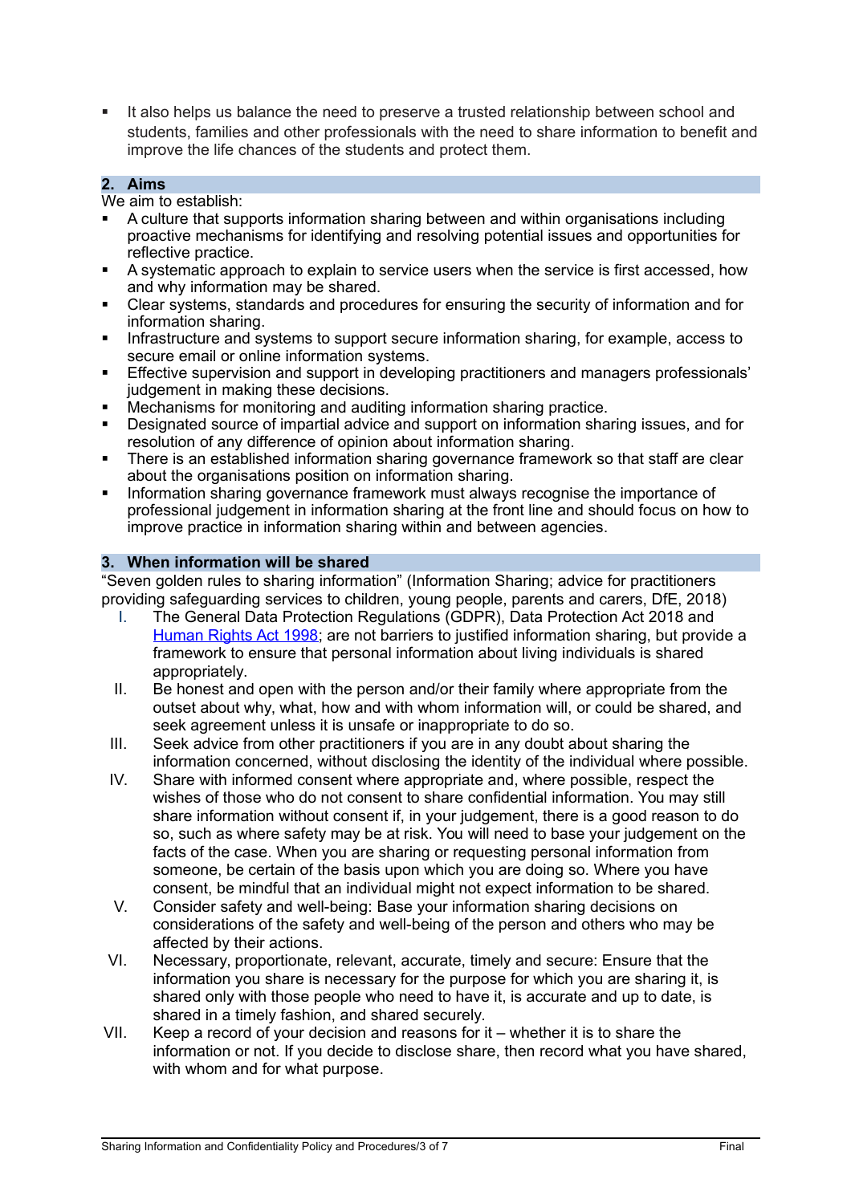- It also helps us balance the need to preserve a trusted relationship between school and students, families and other professionals with the need to share information to benefit and improve the life chances of the students and protect them.

## 2. Aims

We aim to establish:

- A culture that supports information sharing between and within organisations including proactive mechanisms for identifying and resolving potential issues and opportunities for reflective practice.
- A systematic approach to explain to service users when the service is first accessed, how and why information may be shared.
- Clear systems, standards and procedures for ensuring the security of information and for information sharing.
- Infrastructure and systems to support secure information sharing, for example, access to secure email or online information systems.
- Effective supervision and support in developing practitioners and managers professionals' judgement in making these decisions.
- Mechanisms for monitoring and auditing information sharing practice.
- Designated source of impartial advice and support on information sharing issues, and for resolution of any difference of opinion about information sharing.
- There is an established information sharing governance framework so that staff are clear about the organisations position on information sharing.
- Information sharing governance framework must always recognise the importance of professional judgement in information sharing at the front line and should focus on how to improve practice in information sharing within and between agencies.

## 3. When information will be shared

"Seven golden rules to sharing information" (Information Sharing; advice for practitioners providing safeguarding services to children, young people, parents and carers, DfE, 2018)

I. The General Data Protection Regulations (GDPR), Data Protection Act 2018 and Human Rights Act 1998; are not barriers to justified information sharing, but provide a framework to ensure that personal information about living individuals is shared appropriately.

II. Be honest and open with the person and/or their family where appropriate from the outset about why, what, how and with whom information will, or could be shared, and seek agreement unless it is unsafe or inappropriate to do so.

III. Seek advice from other practitioners if you are in any doubt about sharing the information concerned, without disclosing the identity of the individual where possible.

IV. Share with informed consent where appropriate and, where possible, respect the wishes of those who do not consent to share confidential information. You may still share information without consent if, in your judgement, there is a good reason to do so, such as where safety may be at risk. You will need to base your judgement on the facts of the case. When you are sharing or requesting personal information from someone, be certain of the basis upon which you are doing so. Where you have consent, be mindful that an individual might not expect information to be shared.

V. Consider safety and well-being: Base your information sharing decisions on considerations of the safety and well-being of the person and others who may be affected by their actions.

VI. Necessary, proportionate, relevant, accurate, timely and secure: Ensure that the information you share is necessary for the purpose for which you are sharing it, is shared only with those people who need to have it, is accurate and up to date, is shared in a timely fashion, and shared securely.

VII. Keep a record of your decision and reasons for it – whether it is to share the information or not. If you decide to disclose share, then record what you have shared, with whom and for what purpose.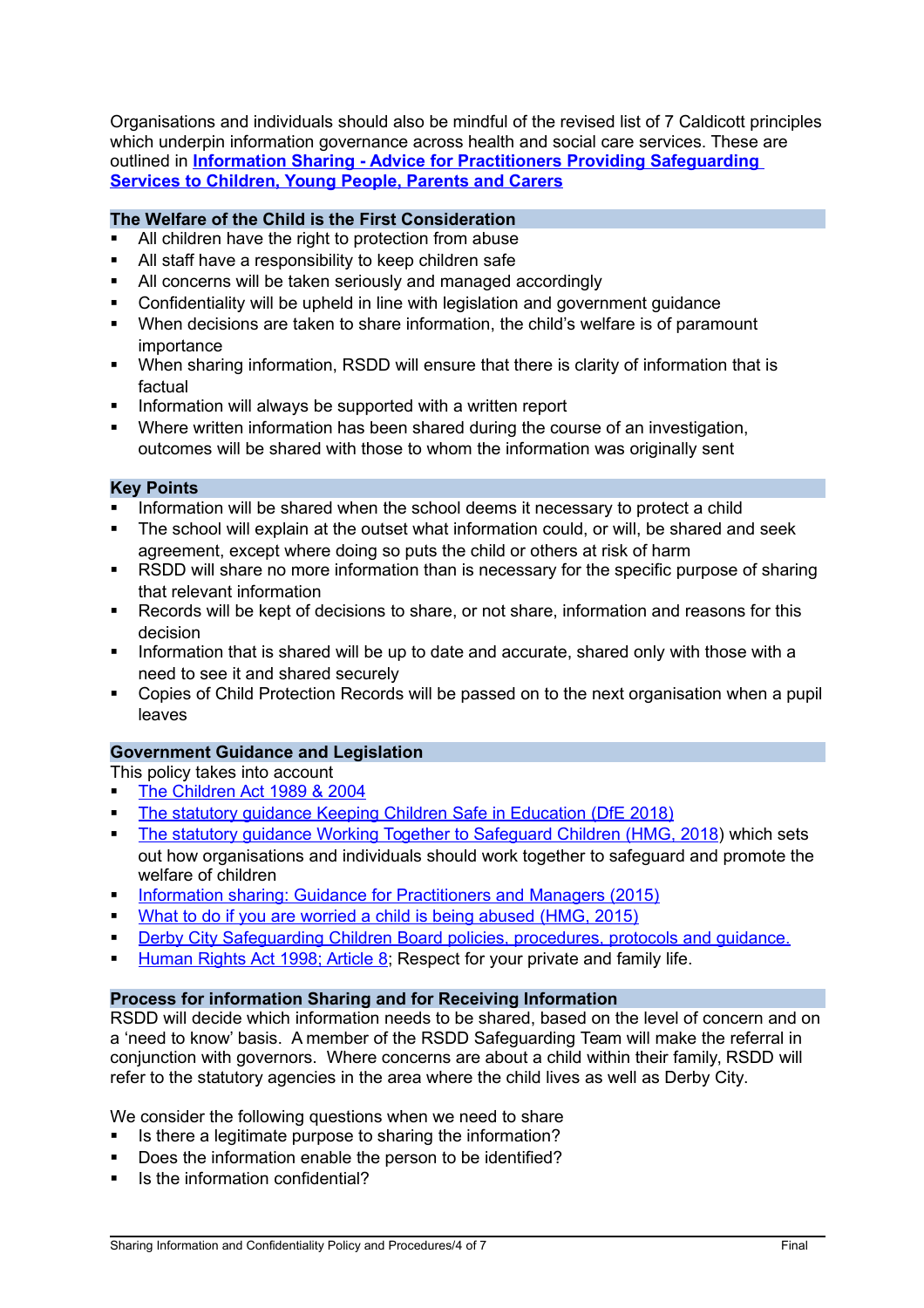Organisations and individuals should also be mindful of the revised list of 7 Caldicott principles which underpin information governance across health and social care services. These are outlined in **Information Sharing - Advice for Practitioners Providing Safeguarding Services to Children, Young People, Parents and Carers**

## The Welfare of the Child is the First Consideration

- All children have the right to protection from abuse
- All staff have a responsibility to keep children safe
- All concerns will be taken seriously and managed accordingly
- Confidentiality will be upheld in line with legislation and government guidance
- When decisions are taken to share information, the child's welfare is of paramount importance
- When sharing information, RSDD will ensure that there is clarity of information that is factual
- Information will always be supported with a written report
- Where written information has been shared during the course of an investigation, outcomes will be shared with those to whom the information was originally sent

## Key Points

- Information will be shared when the school deems it necessary to protect a child
- The school will explain at the outset what information could, or will, be shared and seek agreement, except where doing so puts the child or others at risk of harm
- RSDD will share no more information than is necessary for the specific purpose of sharing that relevant information
- Records will be kept of decisions to share, or not share, information and reasons for this decision
- Information that is shared will be up to date and accurate, shared only with those with a need to see it and shared securely
- Copies of Child Protection Records will be passed on to the next organisation when a pupil leaves

## Government Guidance and Legislation

This policy takes into account

- The Children Act 1989 & 2004
- The statutory guidance Keeping Children Safe in Education (DfE 2018)
- The statutory guidance Working Together to Safeguard Children (HMG, 2018) which sets out how organisations and individuals should work together to safeguard and promote the welfare of children
- Information sharing: Guidance for Practitioners and Managers (2015)
- What to do if you are worried a child is being abused (HMG, 2015)
- Derby City Safeguarding Children Board policies, procedures, protocols and guidance.
- Human Rights Act 1998; Article 8; Respect for your private and family life.

## Process for information Sharing and for Receiving Information

RSDD will decide which information needs to be shared, based on the level of concern and on a 'need to know' basis. A member of the RSDD Safeguarding Team will make the referral in conjunction with governors. Where concerns are about a child within their family, RSDD will refer to the statutory agencies in the area where the child lives as well as Derby City.

We consider the following questions when we need to share

- Is there a legitimate purpose to sharing the information?
- Does the information enable the person to be identified?
- Is the information confidential?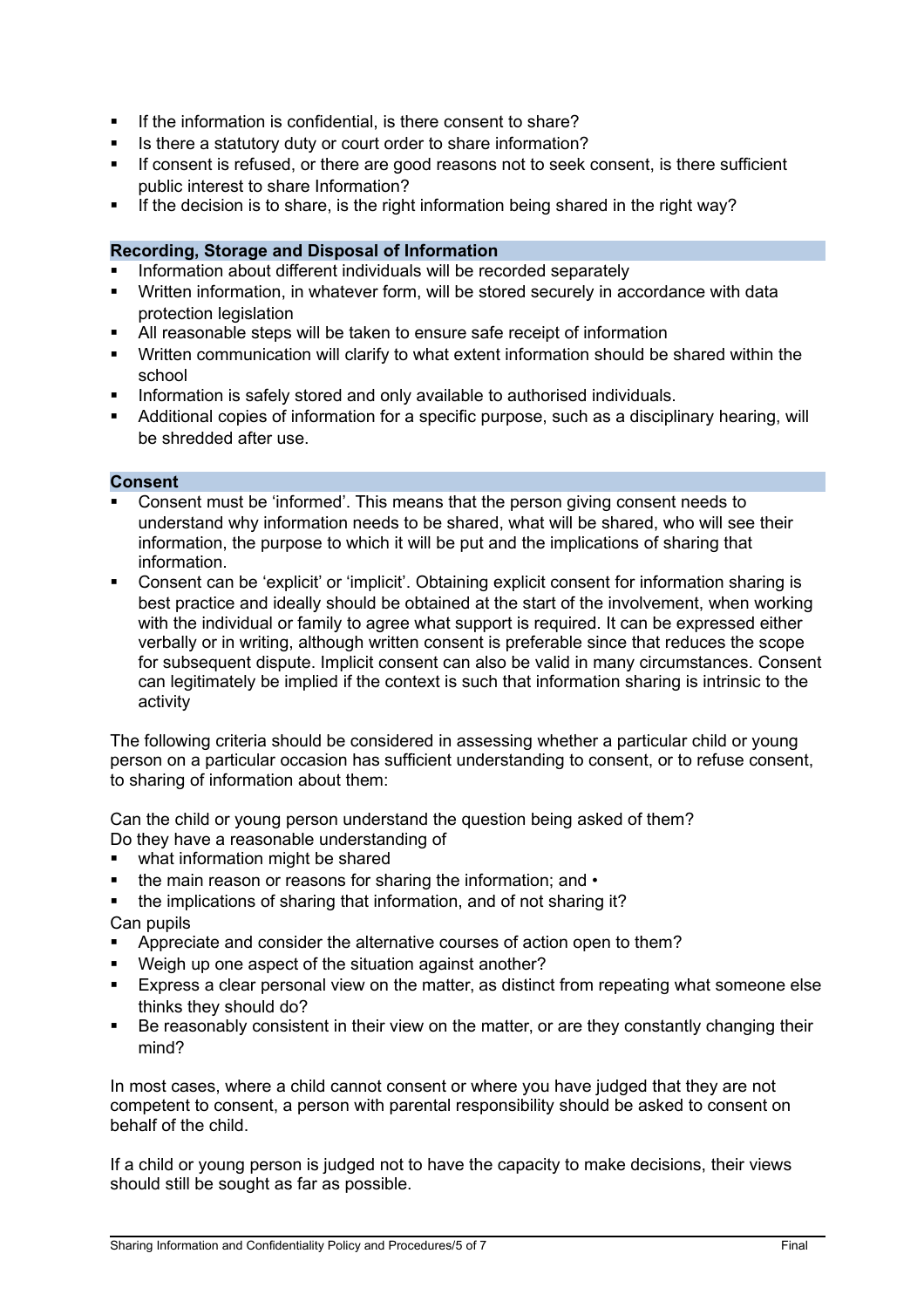- If the information is confidential, is there consent to share?
- Is there a statutory duty or court order to share information?
- If consent is refused, or there are good reasons not to seek consent, is there sufficient public interest to share Information?
- If the decision is to share, is the right information being shared in the right way?

## Recording, Storage and Disposal of Information

- Information about different individuals will be recorded separately
- Written information, in whatever form, will be stored securely in accordance with data protection legislation
- All reasonable steps will be taken to ensure safe receipt of information
- Written communication will clarify to what extent information should be shared within the school
- Information is safely stored and only available to authorised individuals.
- Additional copies of information for a specific purpose, such as a disciplinary hearing, will be shredded after use.

## Consent

- Consent must be 'informed'. This means that the person giving consent needs to understand why information needs to be shared, what will be shared, who will see their information, the purpose to which it will be put and the implications of sharing that information.
- Consent can be 'explicit' or 'implicit'. Obtaining explicit consent for information sharing is best practice and ideally should be obtained at the start of the involvement, when working with the individual or family to agree what support is required. It can be expressed either verbally or in writing, although written consent is preferable since that reduces the scope for subsequent dispute. Implicit consent can also be valid in many circumstances. Consent can legitimately be implied if the context is such that information sharing is intrinsic to the activity

The following criteria should be considered in assessing whether a particular child or young person on a particular occasion has sufficient understanding to consent, or to refuse consent, to sharing of information about them:

Can the child or young person understand the question being asked of them?
Do they have a reasonable understanding of

- what information might be shared
- the main reason or reasons for sharing the information; and •
- the implications of sharing that information, and of not sharing it?

Can pupils

- Appreciate and consider the alternative courses of action open to them?
- Weigh up one aspect of the situation against another?
- Express a clear personal view on the matter, as distinct from repeating what someone else thinks they should do?
- Be reasonably consistent in their view on the matter, or are they constantly changing their mind?

In most cases, where a child cannot consent or where you have judged that they are not competent to consent, a person with parental responsibility should be asked to consent on behalf of the child.

If a child or young person is judged not to have the capacity to make decisions, their views should still be sought as far as possible.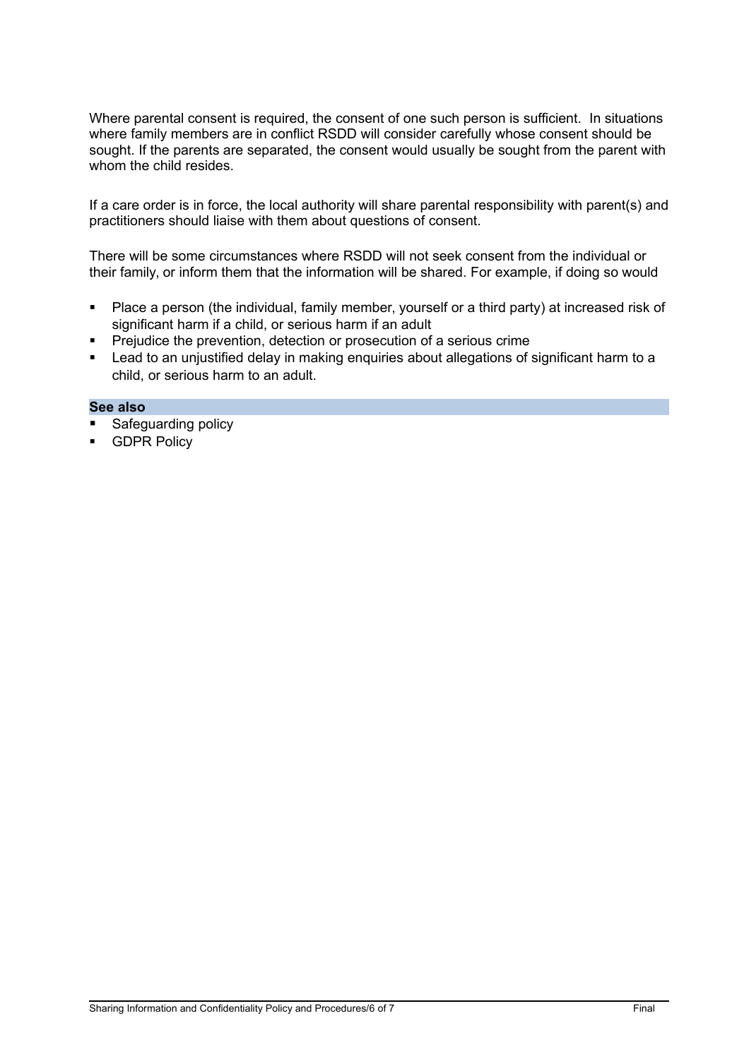Where parental consent is required, the consent of one such person is sufficient. In situations where family members are in conflict RSDD will consider carefully whose consent should be sought. If the parents are separated, the consent would usually be sought from the parent with whom the child resides.

If a care order is in force, the local authority will share parental responsibility with parent(s) and practitioners should liaise with them about questions of consent.

There will be some circumstances where RSDD will not seek consent from the individual or their family, or inform them that the information will be shared. For example, if doing so would

- Place a person (the individual, family member, yourself or a third party) at increased risk of significant harm if a child, or serious harm if an adult
- Prejudice the prevention, detection or prosecution of a serious crime
- Lead to an unjustified delay in making enquiries about allegations of significant harm to a child, or serious harm to an adult.

**See also**

- Safeguarding policy
- GDPR Policy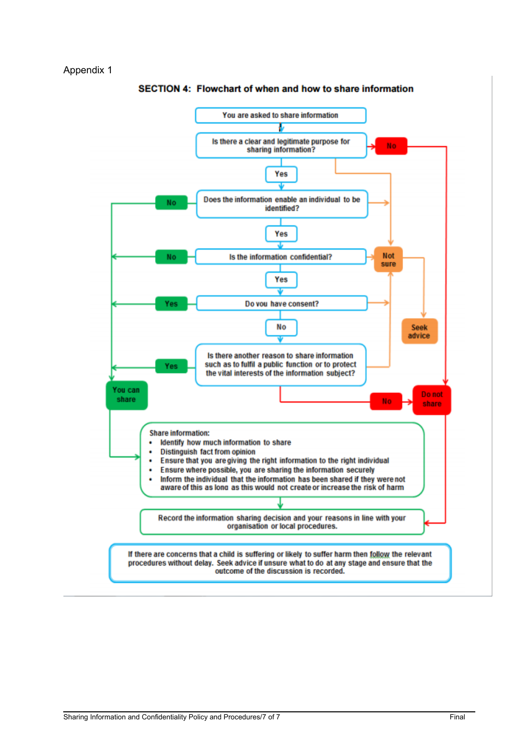Appendix 1

## SECTION 4: Flowchart of when and how to share information

You are asked to share information

Is there a clear and legitimate purpose for sharing information?

No

Yes

No

Does the information enable an individual to be identified?

Yes

No

Is the information confidential?

Not sure

Yes

Yes

Do you have consent?

Seek advice

No

Yes

Is there another reason to share information such as to fulfil a public function or to protect the vital interests of the information subject?

You can share

No

Do not share

Share information:

- Identify how much information to share
- Distinguish fact from opinion
- Ensure that you are giving the right information to the right individual
- Ensure where possible, you are sharing the information securely
- Inform the individual that the information has been shared if they were not aware of this as long as this would not create or increase the risk of harm

Record the information sharing decision and your reasons in line with your organisation or local procedures.

If there are concerns that a child is suffering or likely to suffer harm then follow the relevant procedures without delay. Seek advice if unsure what to do at any stage and ensure that the outcome of the discussion is recorded.